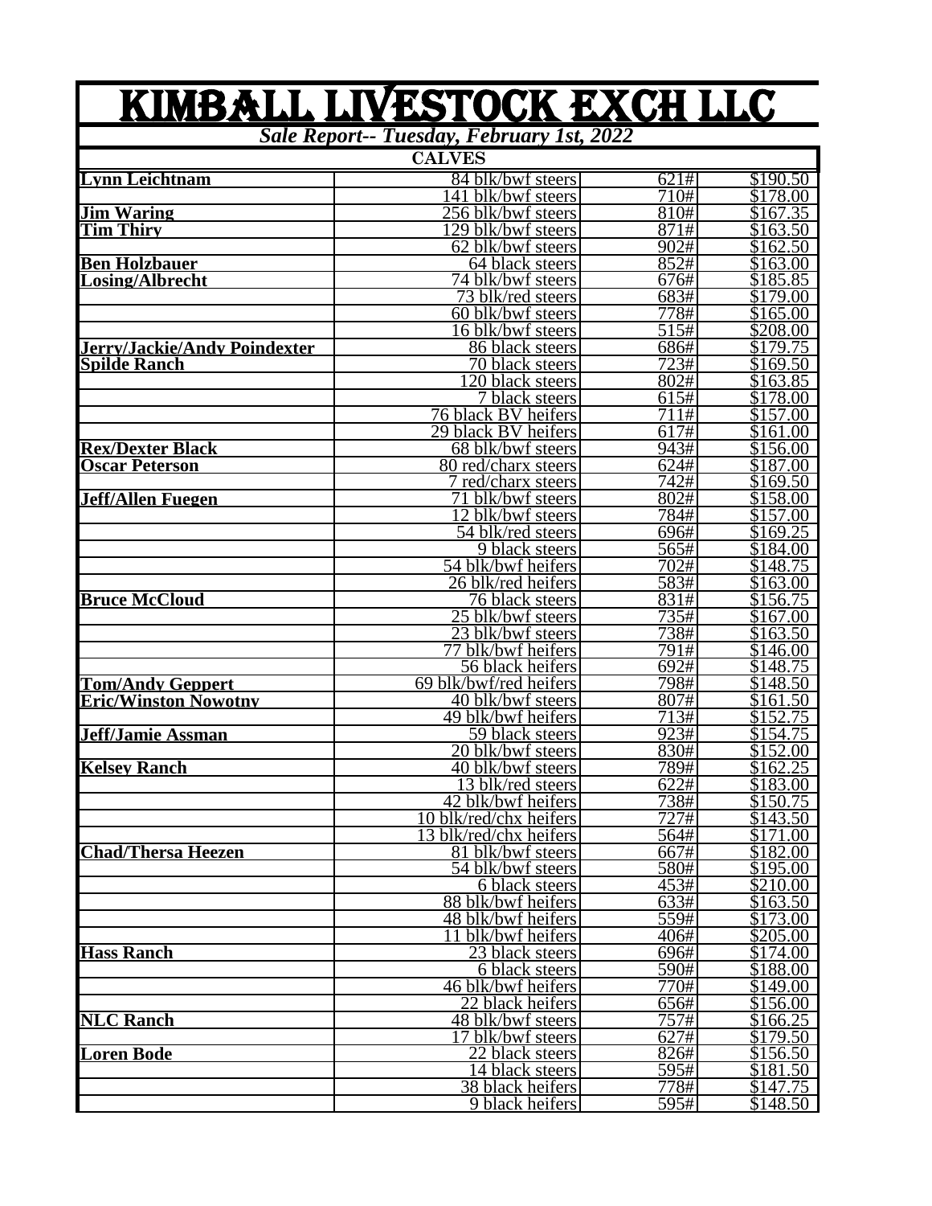# KIMBALL LIVESTOCK EXCH LLC

***Sale Report-- Tuesday, February 1st, 2022***

| CALVES | | | |
|---|---|---|---|
| **Lynn Leichtnam** | 84 blk/bwf steers | 621# | $190.50 |
| | 141 blk/bwf steers | 710# | $178.00 |
| **Jim Waring** | 256 blk/bwf steers | 810# | $167.35 |
| **Tim Thiry** | 129 blk/bwf steers | 871# | $163.50 |
| | 62 blk/bwf steers | 902# | $162.50 |
| **Ben Holzbauer** | 64 black steers | 852# | $163.00 |
| **Losing/Albrecht** | 74 blk/bwf steers | 676# | $185.85 |
| | 73 blk/red steers | 683# | $179.00 |
| | 60 blk/bwf steers | 778# | $165.00 |
| | 16 blk/bwf steers | 515# | $208.00 |
| **Jerry/Jackie/Andy Poindexter** | 86 black steers | 686# | $179.75 |
| **Spilde Ranch** | 70 black steers | 723# | $169.50 |
| | 120 black steers | 802# | $163.85 |
| | 7 black steers | 615# | $178.00 |
| | 76 black BV heifers | 711# | $157.00 |
| | 29 black BV heifers | 617# | $161.00 |
| **Rex/Dexter Black** | 68 blk/bwf steers | 943# | $156.00 |
| **Oscar Peterson** | 80 red/charx steers | 624# | $187.00 |
| | 7 red/charx steers | 742# | $169.50 |
| **Jeff/Allen Fuegen** | 71 blk/bwf steers | 802# | $158.00 |
| | 12 blk/bwf steers | 784# | $157.00 |
| | 54 blk/red steers | 696# | $169.25 |
| | 9 black steers | 565# | $184.00 |
| | 54 blk/bwf heifers | 702# | $148.75 |
| | 26 blk/red heifers | 583# | $163.00 |
| **Bruce McCloud** | 76 black steers | 831# | $156.75 |
| | 25 blk/bwf steers | 735# | $167.00 |
| | 23 blk/bwf steers | 738# | $163.50 |
| | 77 blk/bwf heifers | 791# | $146.00 |
| | 56 black heifers | 692# | $148.75 |
| **Tom/Andy Geppert** | 69 blk/bwf/red heifers | 798# | $148.50 |
| **Eric/Winston Nowotny** | 40 blk/bwf steers | 807# | $161.50 |
| | 49 blk/bwf heifers | 713# | $152.75 |
| **Jeff/Jamie Assman** | 59 black steers | 923# | $154.75 |
| | 20 blk/bwf steers | 830# | $152.00 |
| **Kelsey Ranch** | 40 blk/bwf steers | 789# | $162.25 |
| | 13 blk/red steers | 622# | $183.00 |
| | 42 blk/bwf heifers | 738# | $150.75 |
| | 10 blk/red/chx heifers | 727# | $143.50 |
| | 13 blk/red/chx heifers | 564# | $171.00 |
| **Chad/Thersa Heezen** | 81 blk/bwf steers | 667# | $182.00 |
| | 54 blk/bwf steers | 580# | $195.00 |
| | 6 black steers | 453# | $210.00 |
| | 88 blk/bwf heifers | 633# | $163.50 |
| | 48 blk/bwf heifers | 559# | $173.00 |
| | 11 blk/bwf heifers | 406# | $205.00 |
| **Hass Ranch** | 23 black steers | 696# | $174.00 |
| | 6 black steers | 590# | $188.00 |
| | 46 blk/bwf heifers | 770# | $149.00 |
| | 22 black heifers | 656# | $156.00 |
| **NLC Ranch** | 48 blk/bwf steers | 757# | $166.25 |
| | 17 blk/bwf steers | 627# | $179.50 |
| **Loren Bode** | 22 black steers | 826# | $156.50 |
| | 14 black steers | 595# | $181.50 |
| | 38 black heifers | 778# | $147.75 |
| | 9 black heifers | 595# | $148.50 |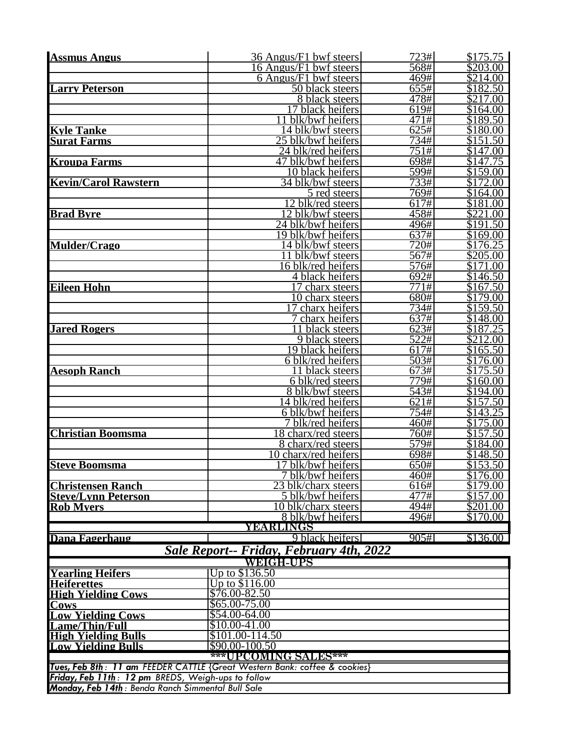| | | | |
|---|---|---|---|
| **Assmus Angus** | 36 Angus/F1 bwf steers | 723# | $175.75 |
| | 16 Angus/F1 bwf steers | 568# | $203.00 |
| | 6 Angus/F1 bwf steers | 469# | $214.00 |
| **Larry Peterson** | 50 black steers | 655# | $182.50 |
| | 8 black steers | 478# | $217.00 |
| | 17 black heifers | 619# | $164.00 |
| | 11 blk/bwf heifers | 471# | $189.50 |
| **Kyle Tanke** | 14 blk/bwf steers | 625# | $180.00 |
| **Surat Farms** | 25 blk/bwf heifers | 734# | $151.50 |
| | 24 blk/red heifers | 751# | $147.00 |
| **Kroupa Farms** | 47 blk/bwf heifers | 698# | $147.75 |
| | 10 black heifers | 599# | $159.00 |
| **Kevin/Carol Rawstern** | 34 blk/bwf steers | 733# | $172.00 |
| | 5 red steers | 769# | $164.00 |
| | 12 blk/red steers | 617# | $181.00 |
| **Brad Byre** | 12 blk/bwf steers | 458# | $221.00 |
| | 24 blk/bwf heifers | 496# | $191.50 |
| | 19 blk/bwf heifers | 637# | $169.00 |
| **Mulder/Crago** | 14 blk/bwf steers | 720# | $176.25 |
| | 11 blk/bwf steers | 567# | $205.00 |
| | 16 blk/red heifers | 576# | $171.00 |
| | 4 black heifers | 692# | $146.50 |
| **Eileen Hohn** | 17 charx steers | 771# | $167.50 |
| | 10 charx steers | 680# | $179.00 |
| | 17 charx heifers | 734# | $159.50 |
| | 7 charx heifers | 637# | $148.00 |
| **Jared Rogers** | 11 black steers | 623# | $187.25 |
| | 9 black steers | 522# | $212.00 |
| | 19 black heifers | 617# | $165.50 |
| | 6 blk/red heifers | 503# | $176.00 |
| **Aesoph Ranch** | 11 black steers | 673# | $175.50 |
| | 6 blk/red steers | 779# | $160.00 |
| | 8 blk/bwf steers | 543# | $194.00 |
| | 14 blk/red heifers | 621# | $157.50 |
| | 6 blk/bwf heifers | 754# | $143.25 |
| | 7 blk/red heifers | 460# | $175.00 |
| **Christian Boomsma** | 18 charx/red steers | 760# | $157.50 |
| | 8 charx/red steers | 579# | $184.00 |
| | 10 charx/red heifers | 698# | $148.50 |
| **Steve Boomsma** | 17 blk/bwf heifers | 650# | $153.50 |
| | 7 blk/bwf heifers | 460# | $176.00 |
| **Christensen Ranch** | 23 blk/charx steers | 616# | $179.00 |
| **Steve/Lynn Peterson** | 5 blk/bwf heifers | 477# | $157.00 |
| **Rob Myers** | 10 blk/charx steers | 494# | $201.00 |
| | 8 blk/bwf heifers | 496# | $170.00 |
| | **YEARLINGS** | | |
| **Dana Fagerhaug** | 9 black heifers | 905# | $136.00 |

## *Sale Report-- Friday, February 4th, 2022*

| **WEIGH-UPS** | |
|---|---|
| **Yearling Heifers** | Up to $136.50 |
| **Heiferettes** | Up to $116.00 |
| **High Yielding Cows** | $76.00-82.50 |
| **Cows** | $65.00-75.00 |
| **Low Yielding Cows** | $54.00-64.00 |
| **Lame/Thin/Full** | $10.00-41.00 |
| **High Yielding Bulls** | $101.00-114.50 |
| **Low Yielding Bulls** | $90.00-100.50 |

**\*\*\*UPCOMING SALES\*\*\***

***Tues, Feb 8th**: **11 am** FEEDER CATTLE {Great Western Bank: coffee & cookies}*

***Friday, Feb 11th**: **12 pm** BREDS, Weigh-ups to follow*

***Monday, Feb 14th**: Benda Ranch Simmental Bull Sale*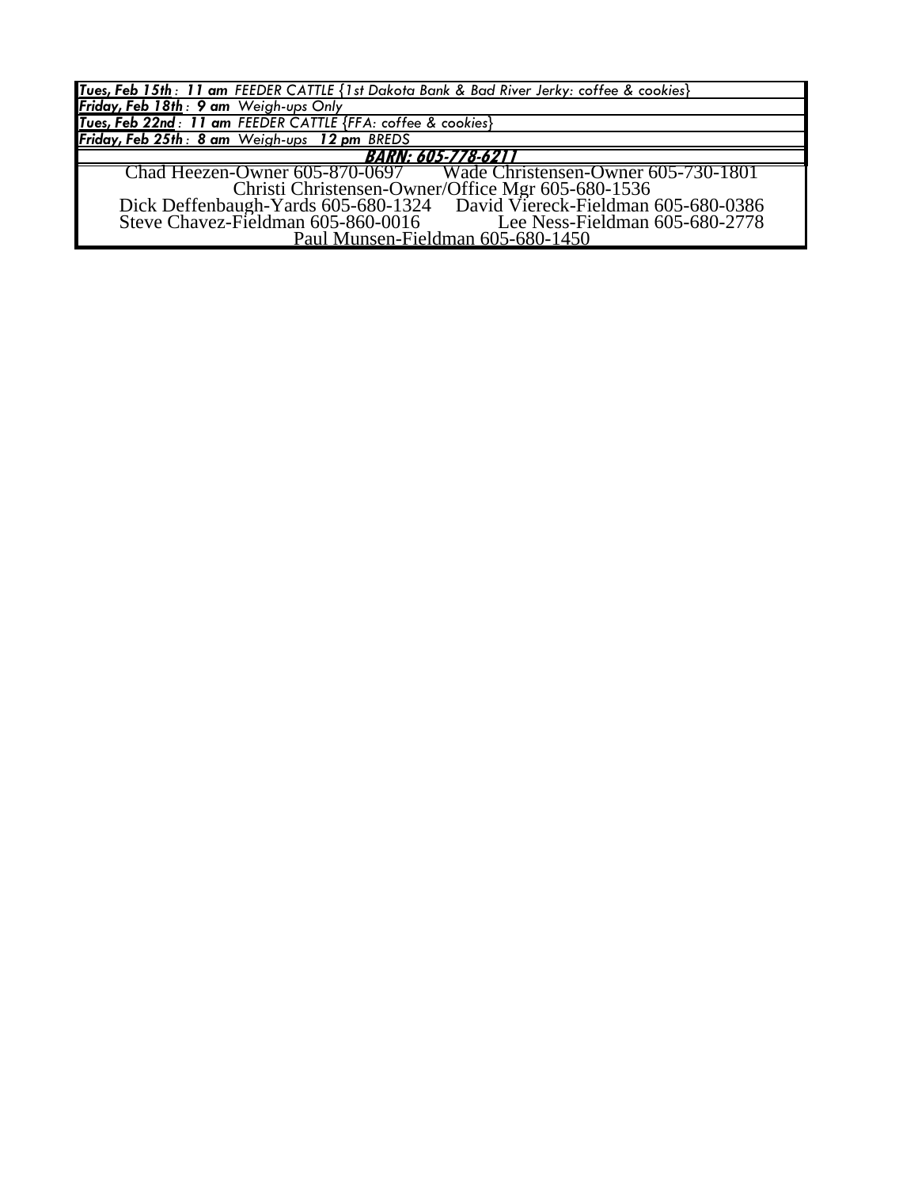***Tues, Feb 15th*** *:* ***11 am*** *FEEDER CATTLE {1st Dakota Bank & Bad River Jerky: coffee & cookies}*

***Friday, Feb 18th*** *:* ***9 am*** *Weigh-ups Only*

***Tues, Feb 22nd*** *:* ***11 am*** *FEEDER CATTLE {FFA: coffee & cookies}*

***Friday, Feb 25th*** *:* ***8 am*** *Weigh-ups* ***12 pm*** *BREDS*

***BARN: 605-778-6211***

Chad Heezen-Owner 605-870-0697 Wade Christensen-Owner 605-730-1801

Christi Christensen-Owner/Office Mgr 605-680-1536

Dick Deffenbaugh-Yards 605-680-1324 David Viereck-Fieldman 605-680-0386

Steve Chavez-Fieldman 605-860-0016 Lee Ness-Fieldman 605-680-2778

Paul Munsen-Fieldman 605-680-1450